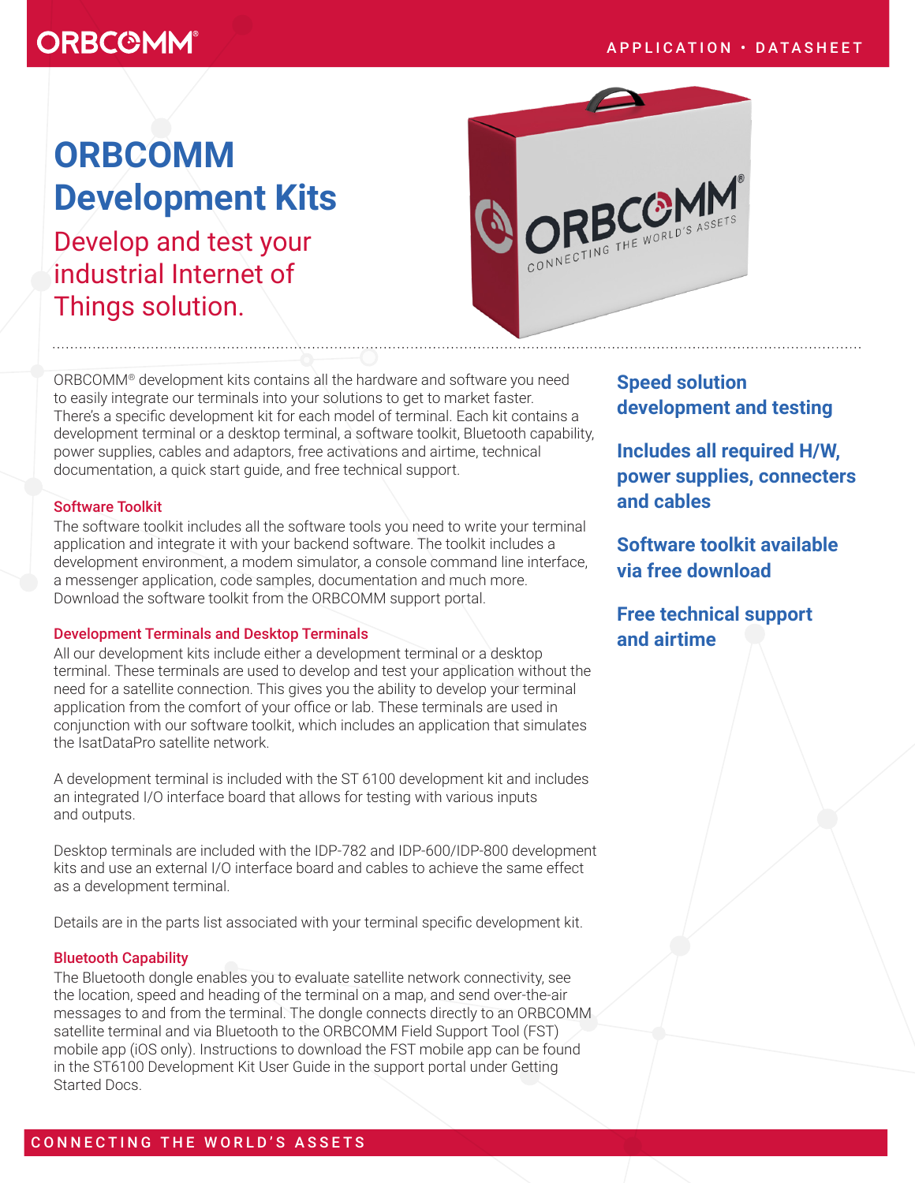# ORBCOMM Development Kits

## Develop and test your industrial Internet of Things solution.

ORBCOMM® development kits contains all the hardware and software you need to easily integrate our terminals into your solutions to get to market faster. There's a specific development kit for each model of terminal. Each kit contains a development terminal or a desktop terminal, a software toolkit, Bluetooth capability, power supplies, cables and adaptors, free activations and airtime, technical documentation, a quick start guide, and free technical support.

### Software Toolkit

The software toolkit includes all the software tools you need to write your terminal application and integrate it with your backend software. The toolkit includes a development environment, a modem simulator, a console command line interface, a messenger application, code samples, documentation and much more. Download the software toolkit from the ORBCOMM support portal.

### Development Terminals and Desktop Terminals

All our development kits include either a development terminal or a desktop terminal. These terminals are used to develop and test your application without the need for a satellite connection. This gives you the ability to develop your terminal application from the comfort of your office or lab. These terminals are used in conjunction with our software toolkit, which includes an application that simulates the IsatDataPro satellite network.

A development terminal is included with the ST 6100 development kit and includes an integrated I/O interface board that allows for testing with various inputs and outputs.

Desktop terminals are included with the IDP-782 and IDP-600/IDP-800 development kits and use an external I/O interface board and cables to achieve the same effect as a development terminal.

Details are in the parts list associated with your terminal specific development kit.

### Bluetooth Capability

The Bluetooth dongle enables you to evaluate satellite network connectivity, see the location, speed and heading of the terminal on a map, and send over-the-air messages to and from the terminal. The dongle connects directly to an ORBCOMM satellite terminal and via Bluetooth to the ORBCOMM Field Support Tool (FST) mobile app (iOS only). Instructions to download the FST mobile app can be found in the ST6100 Development Kit User Guide in the support portal under Getting Started Docs.

**Speed solution development and testing**

**Includes all required H/W, power supplies, connecters and cables**

**Software toolkit available via free download**

**Free technical support and airtime**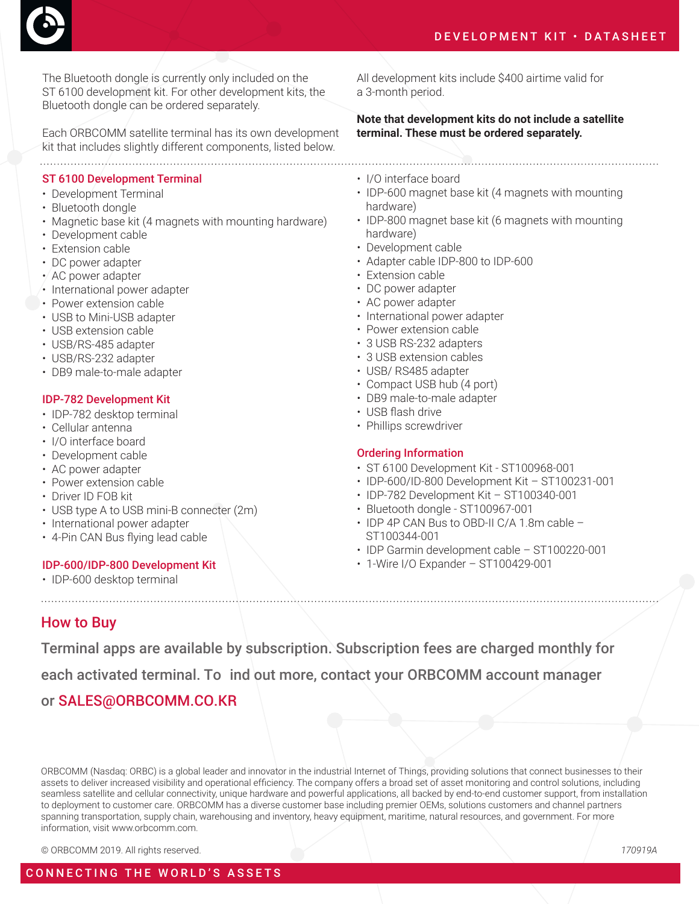The Bluetooth dongle is currently only included on the ST 6100 development kit. For other development kits, the Bluetooth dongle can be ordered separately.

Each ORBCOMM satellite terminal has its own development kit that includes slightly different components, listed below.

All development kits include $400 airtime valid for a 3-month period.

**Note that development kits do not include a satellite terminal. These must be ordered separately.**

### ST 6100 Development Terminal

- Development Terminal
- Bluetooth dongle
- Magnetic base kit (4 magnets with mounting hardware)
- Development cable
- Extension cable
- DC power adapter
- AC power adapter
- International power adapter
- Power extension cable
- USB to Mini-USB adapter
- USB extension cable
- USB/RS-485 adapter
- USB/RS-232 adapter
- DB9 male-to-male adapter

### IDP-782 Development Kit

- IDP-782 desktop terminal
- Cellular antenna
- I/O interface board
- Development cable
- AC power adapter
- Power extension cable
- Driver ID FOB kit
- USB type A to USB mini-B connecter (2m)
- International power adapter
- 4-Pin CAN Bus flying lead cable

### IDP-600/IDP-800 Development Kit

- IDP-600 desktop terminal
- I/O interface board
- IDP-600 magnet base kit (4 magnets with mounting hardware)
- IDP-800 magnet base kit (6 magnets with mounting hardware)
- Development cable
- Adapter cable IDP-800 to IDP-600
- Extension cable
- DC power adapter
- AC power adapter
- International power adapter
- Power extension cable
- 3 USB RS-232 adapters
- 3 USB extension cables
- USB/ RS485 adapter
- Compact USB hub (4 port)
- DB9 male-to-male adapter
- USB flash drive
- Phillips screwdriver

### Ordering Information

- ST 6100 Development Kit - ST100968-001
- IDP-600/ID-800 Development Kit – ST100231-001
- IDP-782 Development Kit – ST100340-001
- Bluetooth dongle - ST100967-001
- IDP 4P CAN Bus to OBD-II C/A 1.8m cable – ST100344-001
- IDP Garmin development cable – ST100220-001
- 1-Wire I/O Expander – ST100429-001

## How to Buy

**Terminal apps are available by subscription. Subscription fees are charged monthly for each activated terminal. To ind out more, contact your ORBCOMM account manager or SALES@ORBCOMM.CO.KR**

ORBCOMM (Nasdaq: ORBC) is a global leader and innovator in the industrial Internet of Things, providing solutions that connect businesses to their assets to deliver increased visibility and operational efficiency. The company offers a broad set of asset monitoring and control solutions, including seamless satellite and cellular connectivity, unique hardware and powerful applications, all backed by end-to-end customer support, from installation to deployment to customer care. ORBCOMM has a diverse customer base including premier OEMs, solutions customers and channel partners spanning transportation, supply chain, warehousing and inventory, heavy equipment, maritime, natural resources, and government. For more information, visit www.orbcomm.com.

© ORBCOMM 2019. All rights reserved.

*170919A*